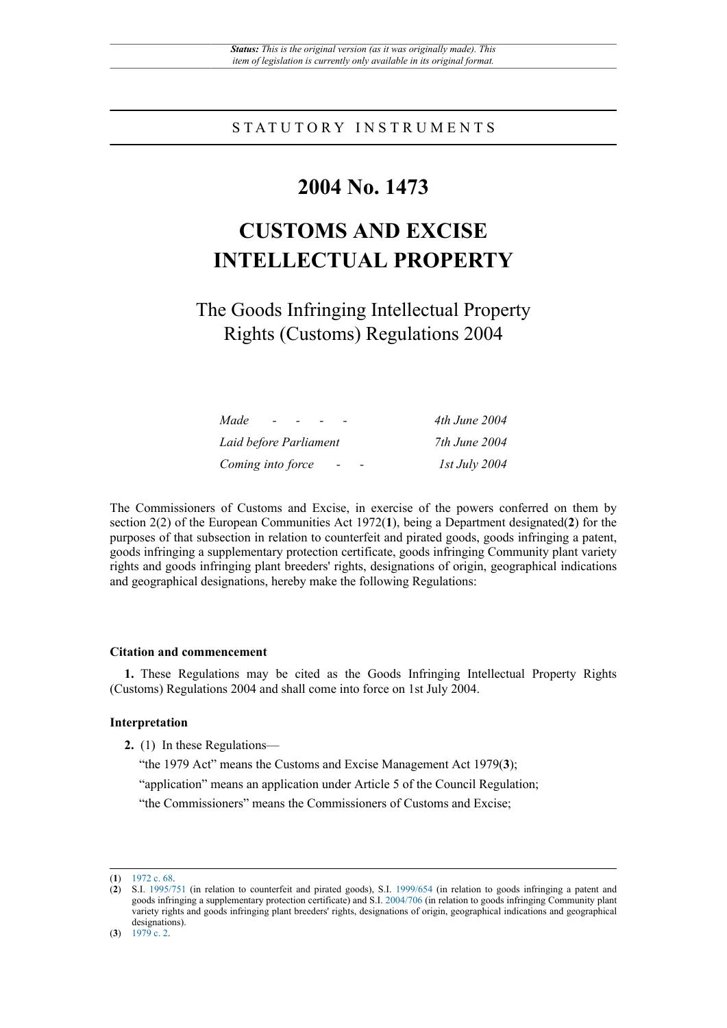*Status: This is the original version (as it was originally made). This item of legislation is currently only available in its original format.*

STATUTORY INSTRUMENTS

# 2004 No. 1473

# CUSTOMS AND EXCISE INTELLECTUAL PROPERTY

## The Goods Infringing Intellectual Property Rights (Customs) Regulations 2004

| | |
|---|---|
| *Made - - - -* | *4th June 2004* |
| *Laid before Parliament* | *7th June 2004* |
| *Coming into force - -* | *1st July 2004* |

The Commissioners of Customs and Excise, in exercise of the powers conferred on them by section 2(2) of the European Communities Act 1972([1]), being a Department designated([2]) for the purposes of that subsection in relation to counterfeit and pirated goods, goods infringing a patent, goods infringing a supplementary protection certificate, goods infringing Community plant variety rights and goods infringing plant breeders' rights, designations of origin, geographical indications and geographical designations, hereby make the following Regulations:

### Citation and commencement

**1.** These Regulations may be cited as the Goods Infringing Intellectual Property Rights (Customs) Regulations 2004 and shall come into force on 1st July 2004.

### Interpretation

**2.** (1) In these Regulations—

"the 1979 Act" means the Customs and Excise Management Act 1979([3]);

"application" means an application under Article 5 of the Council Regulation;

"the Commissioners" means the Commissioners of Customs and Excise;

---

([1]) 1972 c. 68.

([2]) S.I. 1995/751 (in relation to counterfeit and pirated goods), S.I. 1999/654 (in relation to goods infringing a patent and goods infringing a supplementary protection certificate) and S.I. 2004/706 (in relation to goods infringing Community plant variety rights and goods infringing plant breeders' rights, designations of origin, geographical indications and geographical designations).

([3]) 1979 c. 2.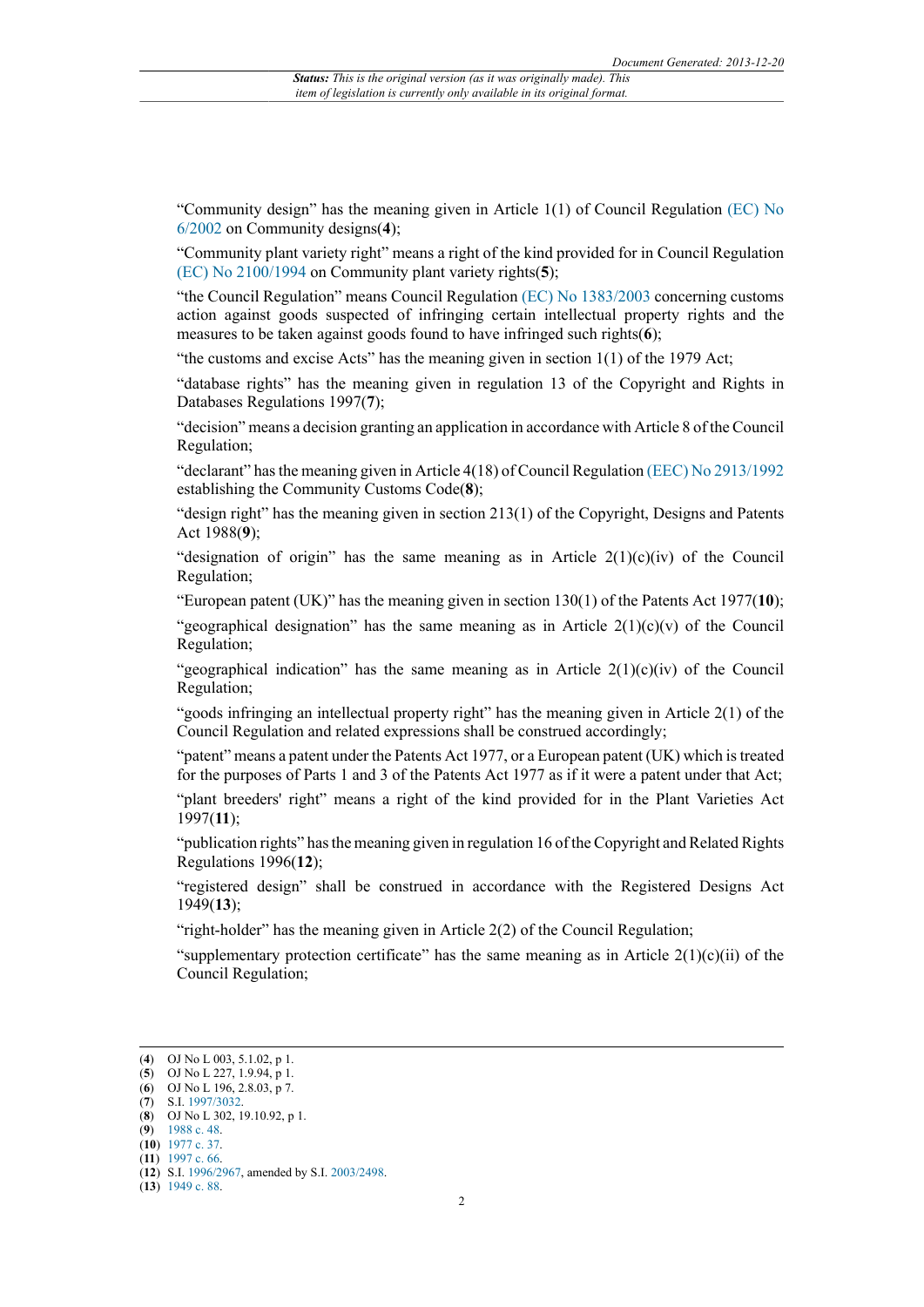"Community design" has the meaning given in Article 1(1) of Council Regulation (EC) No 6/2002 on Community designs(**4**);

"Community plant variety right" means a right of the kind provided for in Council Regulation (EC) No 2100/1994 on Community plant variety rights(**5**);

"the Council Regulation" means Council Regulation (EC) No 1383/2003 concerning customs action against goods suspected of infringing certain intellectual property rights and the measures to be taken against goods found to have infringed such rights(**6**);

"the customs and excise Acts" has the meaning given in section 1(1) of the 1979 Act;

"database rights" has the meaning given in regulation 13 of the Copyright and Rights in Databases Regulations 1997(**7**);

"decision" means a decision granting an application in accordance with Article 8 of the Council Regulation;

"declarant" has the meaning given in Article 4(18) of Council Regulation (EEC) No 2913/1992 establishing the Community Customs Code(**8**);

"design right" has the meaning given in section 213(1) of the Copyright, Designs and Patents Act 1988(**9**);

"designation of origin" has the same meaning as in Article 2(1)(c)(iv) of the Council Regulation;

"European patent (UK)" has the meaning given in section 130(1) of the Patents Act 1977(**10**);

"geographical designation" has the same meaning as in Article 2(1)(c)(v) of the Council Regulation;

"geographical indication" has the same meaning as in Article 2(1)(c)(iv) of the Council Regulation;

"goods infringing an intellectual property right" has the meaning given in Article 2(1) of the Council Regulation and related expressions shall be construed accordingly;

"patent" means a patent under the Patents Act 1977, or a European patent (UK) which is treated for the purposes of Parts 1 and 3 of the Patents Act 1977 as if it were a patent under that Act;

"plant breeders' right" means a right of the kind provided for in the Plant Varieties Act 1997(**11**);

"publication rights" has the meaning given in regulation 16 of the Copyright and Related Rights Regulations 1996(**12**);

"registered design" shall be construed in accordance with the Registered Designs Act 1949(**13**);

"right-holder" has the meaning given in Article 2(2) of the Council Regulation;

"supplementary protection certificate" has the same meaning as in Article 2(1)(c)(ii) of the Council Regulation;

---

(**4**) OJ No L 003, 5.1.02, p 1.
(**5**) OJ No L 227, 1.9.94, p 1.
(**6**) OJ No L 196, 2.8.03, p 7.
(**7**) S.I. 1997/3032.
(**8**) OJ No L 302, 19.10.92, p 1.
(**9**) 1988 c. 48.
(**10**) 1977 c. 37.
(**11**) 1997 c. 66.
(**12**) S.I. 1996/2967, amended by S.I. 2003/2498.
(**13**) 1949 c. 88.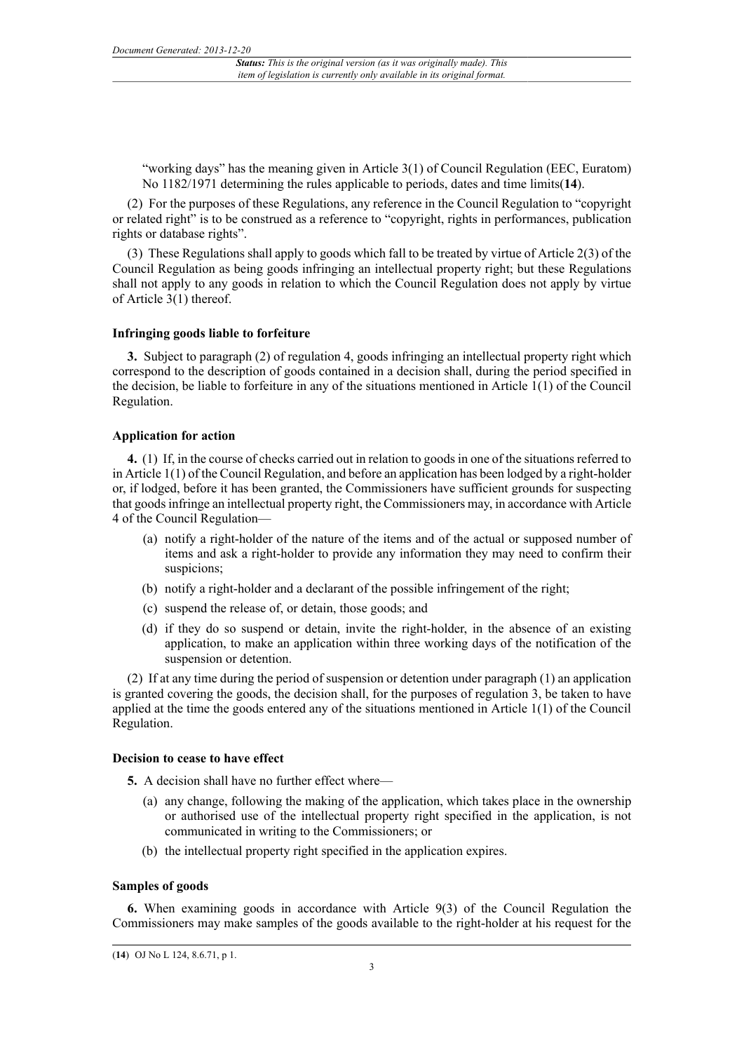"working days" has the meaning given in Article 3(1) of Council Regulation (EEC, Euratom) No 1182/1971 determining the rules applicable to periods, dates and time limits(**14**).

(2) For the purposes of these Regulations, any reference in the Council Regulation to "copyright or related right" is to be construed as a reference to "copyright, rights in performances, publication rights or database rights".

(3) These Regulations shall apply to goods which fall to be treated by virtue of Article 2(3) of the Council Regulation as being goods infringing an intellectual property right; but these Regulations shall not apply to any goods in relation to which the Council Regulation does not apply by virtue of Article 3(1) thereof.

**Infringing goods liable to forfeiture**

**3.** Subject to paragraph (2) of regulation 4, goods infringing an intellectual property right which correspond to the description of goods contained in a decision shall, during the period specified in the decision, be liable to forfeiture in any of the situations mentioned in Article 1(1) of the Council Regulation.

**Application for action**

**4.** (1) If, in the course of checks carried out in relation to goods in one of the situations referred to in Article 1(1) of the Council Regulation, and before an application has been lodged by a right-holder or, if lodged, before it has been granted, the Commissioners have sufficient grounds for suspecting that goods infringe an intellectual property right, the Commissioners may, in accordance with Article 4 of the Council Regulation—

(a) notify a right-holder of the nature of the items and of the actual or supposed number of items and ask a right-holder to provide any information they may need to confirm their suspicions;

(b) notify a right-holder and a declarant of the possible infringement of the right;

(c) suspend the release of, or detain, those goods; and

(d) if they do so suspend or detain, invite the right-holder, in the absence of an existing application, to make an application within three working days of the notification of the suspension or detention.

(2) If at any time during the period of suspension or detention under paragraph (1) an application is granted covering the goods, the decision shall, for the purposes of regulation 3, be taken to have applied at the time the goods entered any of the situations mentioned in Article 1(1) of the Council Regulation.

**Decision to cease to have effect**

**5.** A decision shall have no further effect where—

(a) any change, following the making of the application, which takes place in the ownership or authorised use of the intellectual property right specified in the application, is not communicated in writing to the Commissioners; or

(b) the intellectual property right specified in the application expires.

**Samples of goods**

**6.** When examining goods in accordance with Article 9(3) of the Council Regulation the Commissioners may make samples of the goods available to the right-holder at his request for the

(**14**) OJ No L 124, 8.6.71, p 1.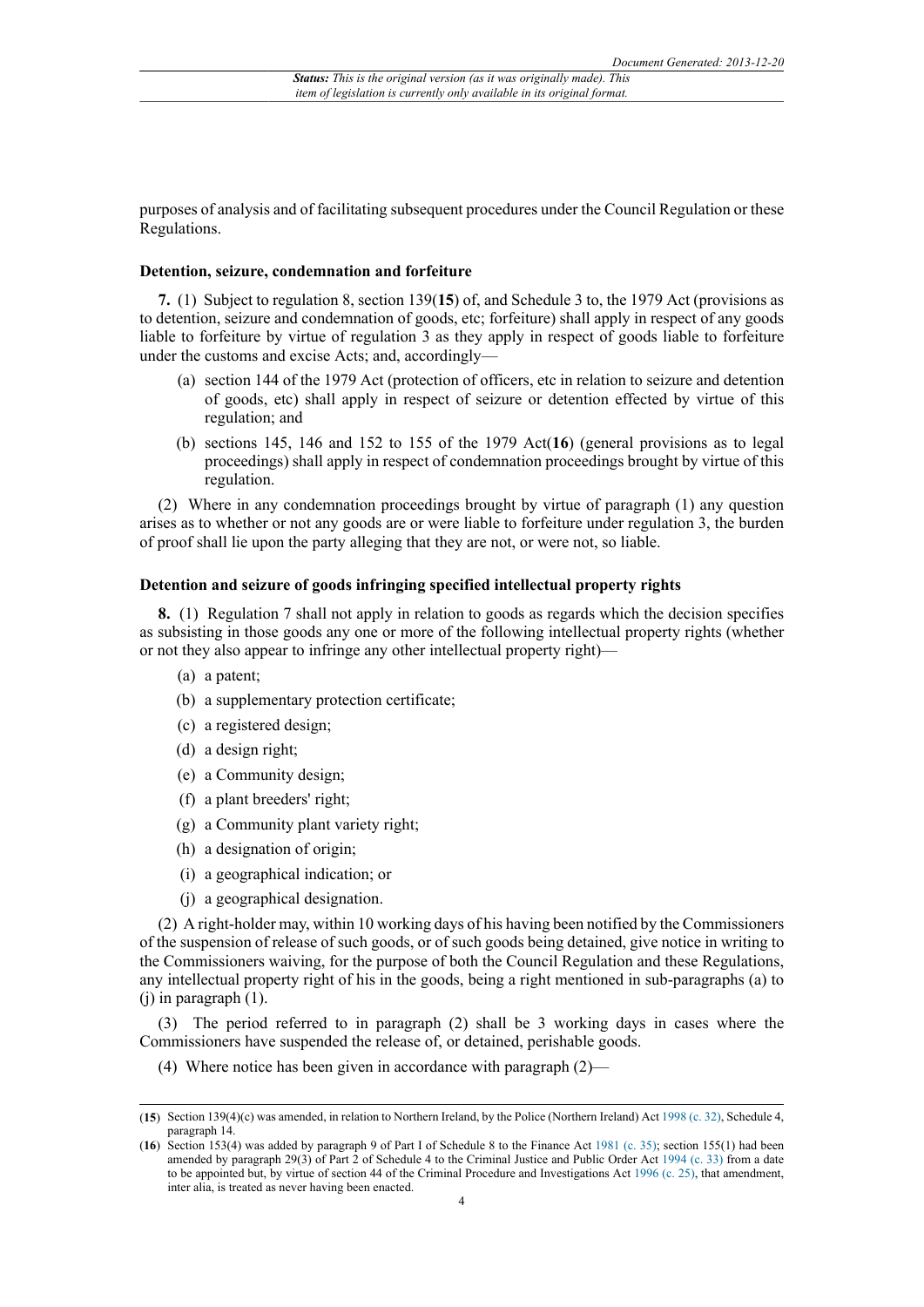purposes of analysis and of facilitating subsequent procedures under the Council Regulation or these Regulations.

### Detention, seizure, condemnation and forfeiture

**7.** (1) Subject to regulation 8, section 139([15]) of, and Schedule 3 to, the 1979 Act (provisions as to detention, seizure and condemnation of goods, etc; forfeiture) shall apply in respect of any goods liable to forfeiture by virtue of regulation 3 as they apply in respect of goods liable to forfeiture under the customs and excise Acts; and, accordingly—

- (a) section 144 of the 1979 Act (protection of officers, etc in relation to seizure and detention of goods, etc) shall apply in respect of seizure or detention effected by virtue of this regulation; and
- (b) sections 145, 146 and 152 to 155 of the 1979 Act([16]) (general provisions as to legal proceedings) shall apply in respect of condemnation proceedings brought by virtue of this regulation.

(2) Where in any condemnation proceedings brought by virtue of paragraph (1) any question arises as to whether or not any goods are or were liable to forfeiture under regulation 3, the burden of proof shall lie upon the party alleging that they are not, or were not, so liable.

### Detention and seizure of goods infringing specified intellectual property rights

**8.** (1) Regulation 7 shall not apply in relation to goods as regards which the decision specifies as subsisting in those goods any one or more of the following intellectual property rights (whether or not they also appear to infringe any other intellectual property right)—

- (a) a patent;
- (b) a supplementary protection certificate;
- (c) a registered design;
- (d) a design right;
- (e) a Community design;
- (f) a plant breeders' right;
- (g) a Community plant variety right;
- (h) a designation of origin;
- (i) a geographical indication; or
- (j) a geographical designation.

(2) A right-holder may, within 10 working days of his having been notified by the Commissioners of the suspension of release of such goods, or of such goods being detained, give notice in writing to the Commissioners waiving, for the purpose of both the Council Regulation and these Regulations, any intellectual property right of his in the goods, being a right mentioned in sub-paragraphs (a) to (j) in paragraph (1).

(3) The period referred to in paragraph (2) shall be 3 working days in cases where the Commissioners have suspended the release of, or detained, perishable goods.

(4) Where notice has been given in accordance with paragraph (2)—

---

([15]) Section 139(4)(c) was amended, in relation to Northern Ireland, by the Police (Northern Ireland) Act 1998 (c. 32), Schedule 4, paragraph 14.

([16]) Section 153(4) was added by paragraph 9 of Part I of Schedule 8 to the Finance Act 1981 (c. 35); section 155(1) had been amended by paragraph 29(3) of Part 2 of Schedule 4 to the Criminal Justice and Public Order Act 1994 (c. 33) from a date to be appointed but, by virtue of section 44 of the Criminal Procedure and Investigations Act 1996 (c. 25), that amendment, inter alia, is treated as never having been enacted.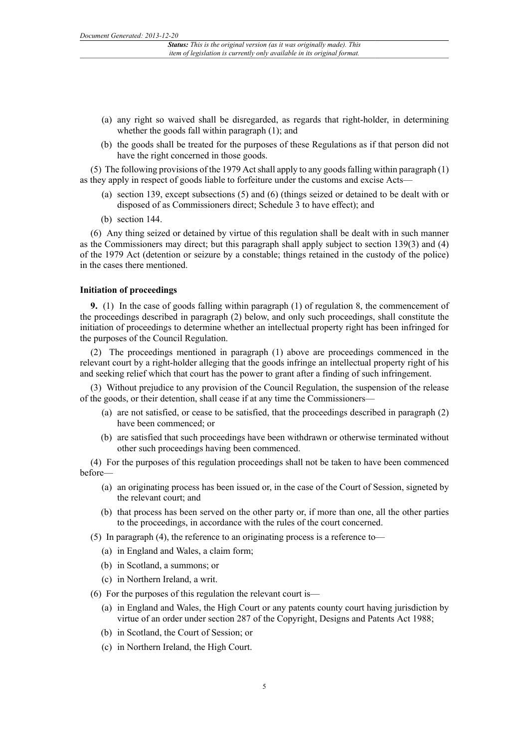(a) any right so waived shall be disregarded, as regards that right-holder, in determining whether the goods fall within paragraph (1); and

(b) the goods shall be treated for the purposes of these Regulations as if that person did not have the right concerned in those goods.

(5) The following provisions of the 1979 Act shall apply to any goods falling within paragraph (1) as they apply in respect of goods liable to forfeiture under the customs and excise Acts—

(a) section 139, except subsections (5) and (6) (things seized or detained to be dealt with or disposed of as Commissioners direct; Schedule 3 to have effect); and

(b) section 144.

(6) Any thing seized or detained by virtue of this regulation shall be dealt with in such manner as the Commissioners may direct; but this paragraph shall apply subject to section 139(3) and (4) of the 1979 Act (detention or seizure by a constable; things retained in the custody of the police) in the cases there mentioned.

### Initiation of proceedings

**9.** (1) In the case of goods falling within paragraph (1) of regulation 8, the commencement of the proceedings described in paragraph (2) below, and only such proceedings, shall constitute the initiation of proceedings to determine whether an intellectual property right has been infringed for the purposes of the Council Regulation.

(2) The proceedings mentioned in paragraph (1) above are proceedings commenced in the relevant court by a right-holder alleging that the goods infringe an intellectual property right of his and seeking relief which that court has the power to grant after a finding of such infringement.

(3) Without prejudice to any provision of the Council Regulation, the suspension of the release of the goods, or their detention, shall cease if at any time the Commissioners—

(a) are not satisfied, or cease to be satisfied, that the proceedings described in paragraph (2) have been commenced; or

(b) are satisfied that such proceedings have been withdrawn or otherwise terminated without other such proceedings having been commenced.

(4) For the purposes of this regulation proceedings shall not be taken to have been commenced before—

(a) an originating process has been issued or, in the case of the Court of Session, signeted by the relevant court; and

(b) that process has been served on the other party or, if more than one, all the other parties to the proceedings, in accordance with the rules of the court concerned.

(5) In paragraph (4), the reference to an originating process is a reference to—

(a) in England and Wales, a claim form;

(b) in Scotland, a summons; or

(c) in Northern Ireland, a writ.

(6) For the purposes of this regulation the relevant court is—

(a) in England and Wales, the High Court or any patents county court having jurisdiction by virtue of an order under section 287 of the Copyright, Designs and Patents Act 1988;

(b) in Scotland, the Court of Session; or

(c) in Northern Ireland, the High Court.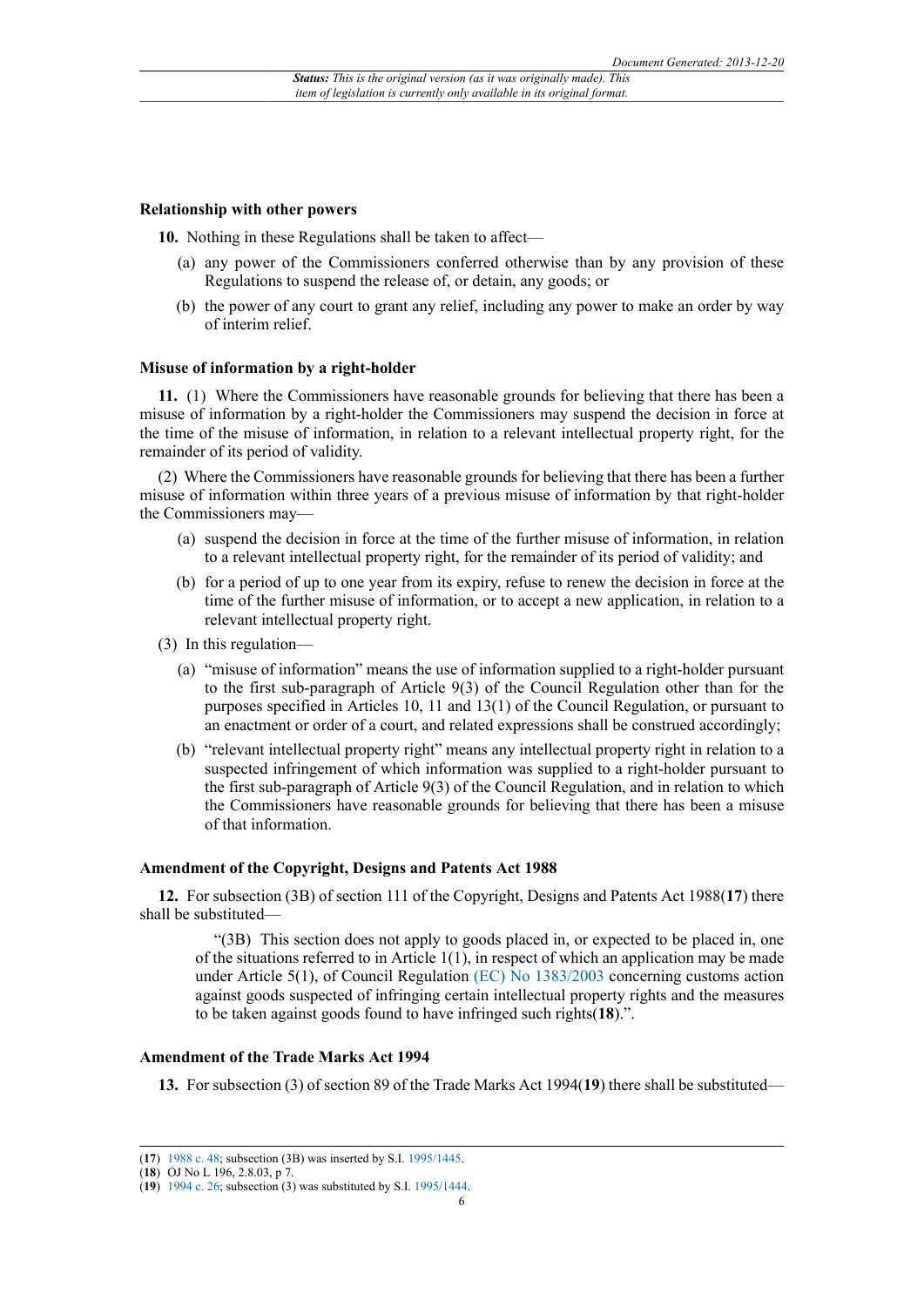**Relationship with other powers**

**10.** Nothing in these Regulations shall be taken to affect—

(a) any power of the Commissioners conferred otherwise than by any provision of these Regulations to suspend the release of, or detain, any goods; or

(b) the power of any court to grant any relief, including any power to make an order by way of interim relief.

**Misuse of information by a right-holder**

**11.** (1) Where the Commissioners have reasonable grounds for believing that there has been a misuse of information by a right-holder the Commissioners may suspend the decision in force at the time of the misuse of information, in relation to a relevant intellectual property right, for the remainder of its period of validity.

(2) Where the Commissioners have reasonable grounds for believing that there has been a further misuse of information within three years of a previous misuse of information by that right-holder the Commissioners may—

(a) suspend the decision in force at the time of the further misuse of information, in relation to a relevant intellectual property right, for the remainder of its period of validity; and

(b) for a period of up to one year from its expiry, refuse to renew the decision in force at the time of the further misuse of information, or to accept a new application, in relation to a relevant intellectual property right.

(3) In this regulation—

(a) "misuse of information" means the use of information supplied to a right-holder pursuant to the first sub-paragraph of Article 9(3) of the Council Regulation other than for the purposes specified in Articles 10, 11 and 13(1) of the Council Regulation, or pursuant to an enactment or order of a court, and related expressions shall be construed accordingly;

(b) "relevant intellectual property right" means any intellectual property right in relation to a suspected infringement of which information was supplied to a right-holder pursuant to the first sub-paragraph of Article 9(3) of the Council Regulation, and in relation to which the Commissioners have reasonable grounds for believing that there has been a misuse of that information.

**Amendment of the Copyright, Designs and Patents Act 1988**

**12.** For subsection (3B) of section 111 of the Copyright, Designs and Patents Act 1988(**17**) there shall be substituted—

"(3B) This section does not apply to goods placed in, or expected to be placed in, one of the situations referred to in Article 1(1), in respect of which an application may be made under Article 5(1), of Council Regulation (EC) No 1383/2003 concerning customs action against goods suspected of infringing certain intellectual property rights and the measures to be taken against goods found to have infringed such rights(**18**).".

**Amendment of the Trade Marks Act 1994**

**13.** For subsection (3) of section 89 of the Trade Marks Act 1994(**19**) there shall be substituted—

(**17**) 1988 c. 48; subsection (3B) was inserted by S.I. 1995/1445.
(**18**) OJ No L 196, 2.8.03, p 7.
(**19**) 1994 c. 26; subsection (3) was substituted by S.I. 1995/1444.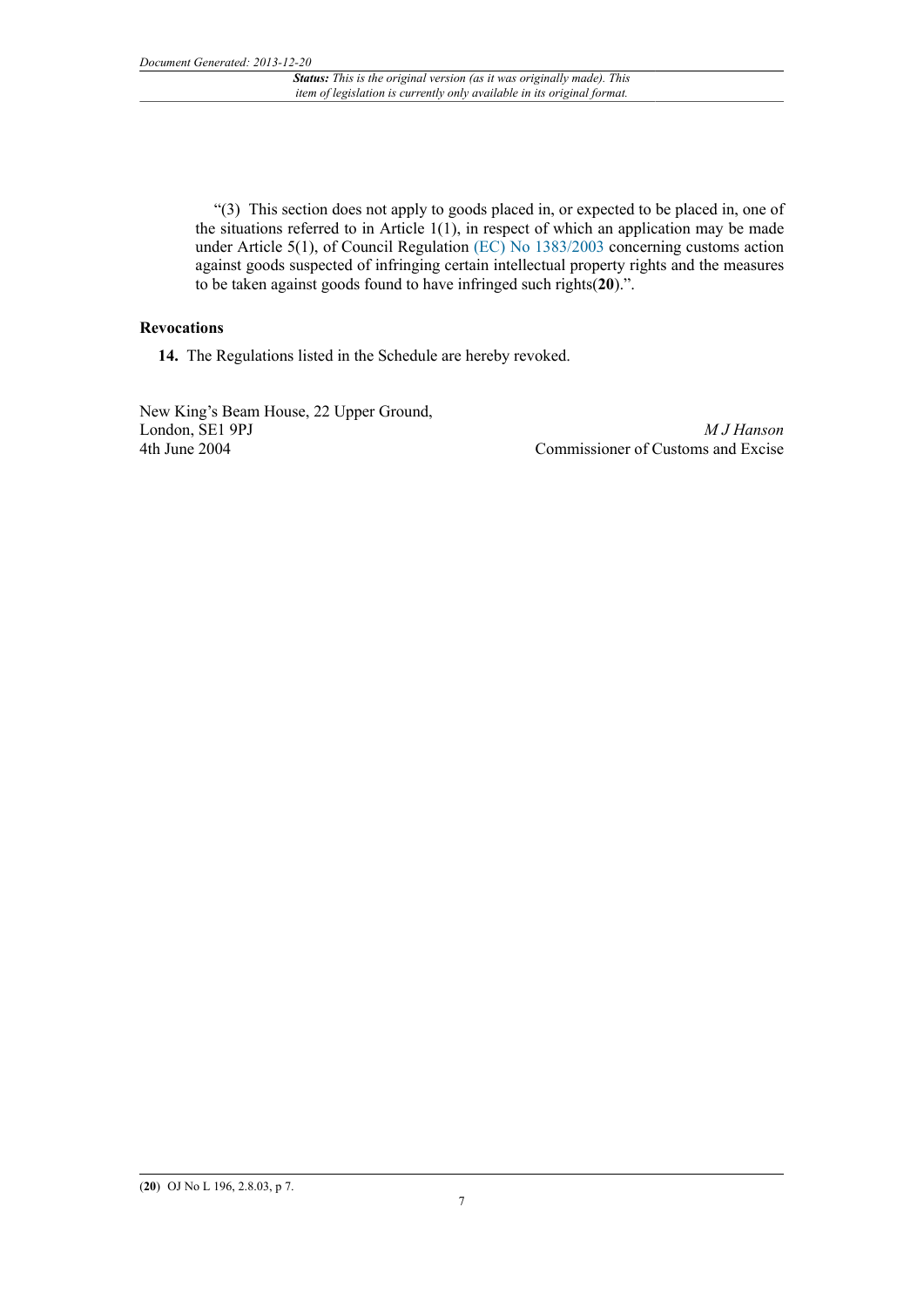"(3) This section does not apply to goods placed in, or expected to be placed in, one of the situations referred to in Article 1(1), in respect of which an application may be made under Article 5(1), of Council Regulation (EC) No 1383/2003 concerning customs action against goods suspected of infringing certain intellectual property rights and the measures to be taken against goods found to have infringed such rights(**20**).".

**Revocations**

**14.** The Regulations listed in the Schedule are hereby revoked.

New King's Beam House, 22 Upper Ground,
London, SE1 9PJ
4th June 2004

*M J Hanson*
Commissioner of Customs and Excise

(**20**) OJ No L 196, 2.8.03, p 7.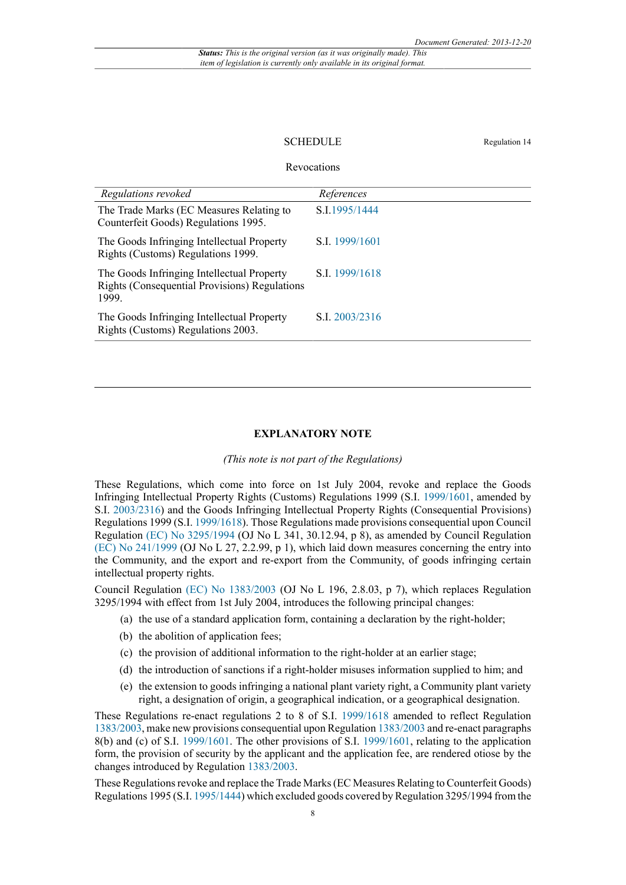## SCHEDULE

Regulation 14

### Revocations

| *Regulations revoked* | *References* |
|---|---|
| The Trade Marks (EC Measures Relating to Counterfeit Goods) Regulations 1995. | S.I.1995/1444 |
| The Goods Infringing Intellectual Property Rights (Customs) Regulations 1999. | S.I. 1999/1601 |
| The Goods Infringing Intellectual Property Rights (Consequential Provisions) Regulations 1999. | S.I. 1999/1618 |
| The Goods Infringing Intellectual Property Rights (Customs) Regulations 2003. | S.I. 2003/2316 |

## EXPLANATORY NOTE

*(This note is not part of the Regulations)*

These Regulations, which come into force on 1st July 2004, revoke and replace the Goods Infringing Intellectual Property Rights (Customs) Regulations 1999 (S.I. 1999/1601, amended by S.I. 2003/2316) and the Goods Infringing Intellectual Property Rights (Consequential Provisions) Regulations 1999 (S.I. 1999/1618). Those Regulations made provisions consequential upon Council Regulation (EC) No 3295/1994 (OJ No L 341, 30.12.94, p 8), as amended by Council Regulation (EC) No 241/1999 (OJ No L 27, 2.2.99, p 1), which laid down measures concerning the entry into the Community, and the export and re-export from the Community, of goods infringing certain intellectual property rights.

Council Regulation (EC) No 1383/2003 (OJ No L 196, 2.8.03, p 7), which replaces Regulation 3295/1994 with effect from 1st July 2004, introduces the following principal changes:

(a) the use of a standard application form, containing a declaration by the right-holder;

(b) the abolition of application fees;

(c) the provision of additional information to the right-holder at an earlier stage;

(d) the introduction of sanctions if a right-holder misuses information supplied to him; and

(e) the extension to goods infringing a national plant variety right, a Community plant variety right, a designation of origin, a geographical indication, or a geographical designation.

These Regulations re-enact regulations 2 to 8 of S.I. 1999/1618 amended to reflect Regulation 1383/2003, make new provisions consequential upon Regulation 1383/2003 and re-enact paragraphs 8(b) and (c) of S.I. 1999/1601. The other provisions of S.I. 1999/1601, relating to the application form, the provision of security by the applicant and the application fee, are rendered otiose by the changes introduced by Regulation 1383/2003.

These Regulations revoke and replace the Trade Marks (EC Measures Relating to Counterfeit Goods) Regulations 1995 (S.I. 1995/1444) which excluded goods covered by Regulation 3295/1994 from the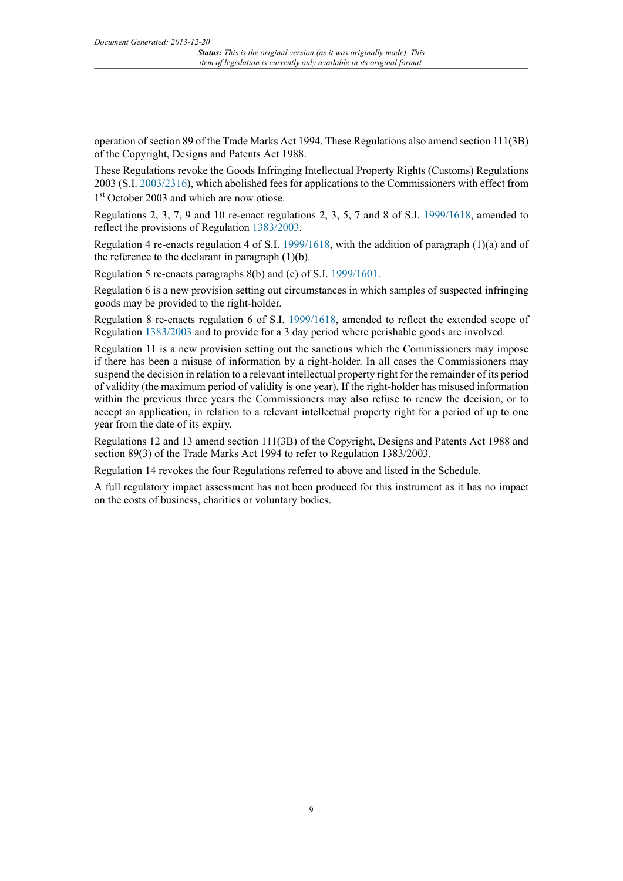operation of section 89 of the Trade Marks Act 1994. These Regulations also amend section 111(3B) of the Copyright, Designs and Patents Act 1988.

These Regulations revoke the Goods Infringing Intellectual Property Rights (Customs) Regulations 2003 (S.I. 2003/2316), which abolished fees for applications to the Commissioners with effect from 1st October 2003 and which are now otiose.

Regulations 2, 3, 7, 9 and 10 re-enact regulations 2, 3, 5, 7 and 8 of S.I. 1999/1618, amended to reflect the provisions of Regulation 1383/2003.

Regulation 4 re-enacts regulation 4 of S.I. 1999/1618, with the addition of paragraph (1)(a) and of the reference to the declarant in paragraph (1)(b).

Regulation 5 re-enacts paragraphs 8(b) and (c) of S.I. 1999/1601.

Regulation 6 is a new provision setting out circumstances in which samples of suspected infringing goods may be provided to the right-holder.

Regulation 8 re-enacts regulation 6 of S.I. 1999/1618, amended to reflect the extended scope of Regulation 1383/2003 and to provide for a 3 day period where perishable goods are involved.

Regulation 11 is a new provision setting out the sanctions which the Commissioners may impose if there has been a misuse of information by a right-holder. In all cases the Commissioners may suspend the decision in relation to a relevant intellectual property right for the remainder of its period of validity (the maximum period of validity is one year). If the right-holder has misused information within the previous three years the Commissioners may also refuse to renew the decision, or to accept an application, in relation to a relevant intellectual property right for a period of up to one year from the date of its expiry.

Regulations 12 and 13 amend section 111(3B) of the Copyright, Designs and Patents Act 1988 and section 89(3) of the Trade Marks Act 1994 to refer to Regulation 1383/2003.

Regulation 14 revokes the four Regulations referred to above and listed in the Schedule.

A full regulatory impact assessment has not been produced for this instrument as it has no impact on the costs of business, charities or voluntary bodies.